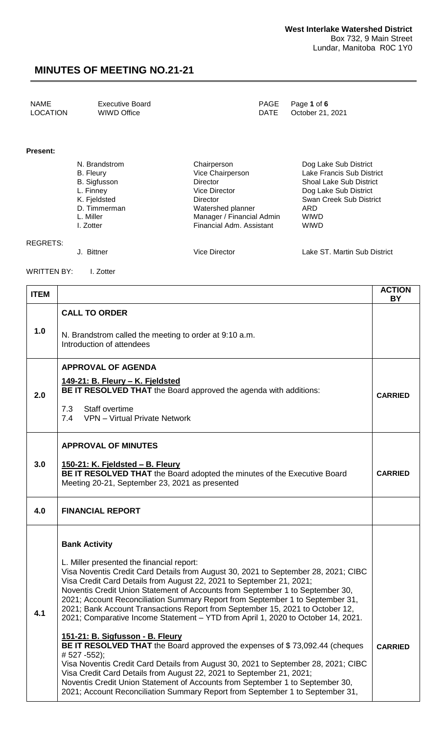**West Interlake Watershed District**
Box 732, 9 Main Street
Lundar, Manitoba R0C 1Y0

# MINUTES OF MEETING NO.21-21

| | | | |
|---|---|---|---|
| NAME | Executive Board | PAGE | Page **1** of **6** |
| LOCATION | WIWD Office | DATE | October 21, 2021 |

**Present:**

| | | |
|---|---|---|
| N. Brandstrom | Chairperson | Dog Lake Sub District |
| B. Fleury | Vice Chairperson | Lake Francis Sub District |
| B. Sigfusson | Director | Shoal Lake Sub District |
| L. Finney | Vice Director | Dog Lake Sub District |
| K. Fjeldsted | Director | Swan Creek Sub District |
| D. Timmerman | Watershed planner | ARD |
| L. Miller | Manager / Financial Admin | WIWD |
| I. Zotter | Financial Adm. Assistant | WIWD |

REGRETS:

| | | |
|---|---|---|
| J. Bittner | Vice Director | Lake ST. Martin Sub District |

WRITTEN BY: I. Zotter

| ITEM | | ACTION BY |
|---|---|---|
| 1.0 | **CALL TO ORDER**<br><br>N. Brandstrom called the meeting to order at 9:10 a.m.<br>Introduction of attendees | |
| 2.0 | **APPROVAL OF AGENDA**<br><br>**149-21: B. Fleury – K. Fjeldsted**<br>**BE IT RESOLVED THAT** the Board approved the agenda with additions:<br><br>7.3 Staff overtime<br>7.4 VPN – Virtual Private Network | **CARRIED** |
| 3.0 | **APPROVAL OF MINUTES**<br><br>**150-21: K. Fjeldsted – B. Fleury**<br>**BE IT RESOLVED THAT** the Board adopted the minutes of the Executive Board Meeting 20-21, September 23, 2021 as presented | **CARRIED** |
| 4.0 | **FINANCIAL REPORT** | |
| 4.1 | **Bank Activity**<br><br>L. Miller presented the financial report:<br>Visa Noventis Credit Card Details from August 30, 2021 to September 28, 2021; CIBC Visa Credit Card Details from August 22, 2021 to September 21, 2021;<br>Noventis Credit Union Statement of Accounts from September 1 to September 30, 2021; Account Reconciliation Summary Report from September 1 to September 31, 2021; Bank Account Transactions Report from September 15, 2021 to October 12, 2021; Comparative Income Statement – YTD from April 1, 2020 to October 14, 2021.<br><br>**151-21: B. Sigfusson - B. Fleury**<br>**BE IT RESOLVED THAT** the Board approved the expenses of $ 73,092.44 (cheques # 527 -552);<br>Visa Noventis Credit Card Details from August 30, 2021 to September 28, 2021; CIBC Visa Credit Card Details from August 22, 2021 to September 21, 2021;<br>Noventis Credit Union Statement of Accounts from September 1 to September 30, 2021; Account Reconciliation Summary Report from September 1 to September 31, | **CARRIED** |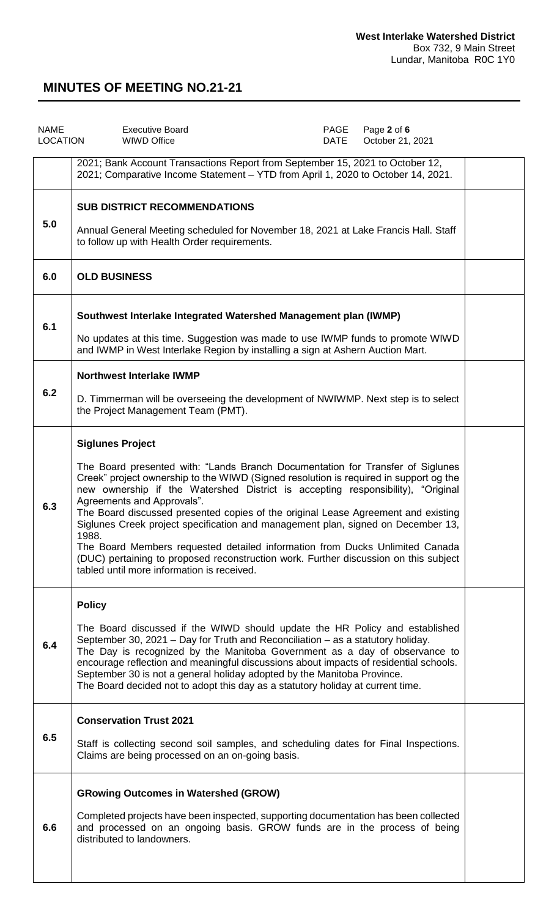| | | |
|---|---|---|
| | 2021; Bank Account Transactions Report from September 15, 2021 to October 12, 2021; Comparative Income Statement – YTD from April 1, 2020 to October 14, 2021. | |
| 5.0 | **SUB DISTRICT RECOMMENDATIONS**<br><br>Annual General Meeting scheduled for November 18, 2021 at Lake Francis Hall. Staff to follow up with Health Order requirements. | |
| 6.0 | **OLD BUSINESS** | |
| 6.1 | **Southwest Interlake Integrated Watershed Management plan (IWMP)**<br><br>No updates at this time. Suggestion was made to use IWMP funds to promote WIWD and IWMP in West Interlake Region by installing a sign at Ashern Auction Mart. | |
| 6.2 | **Northwest Interlake IWMP**<br><br>D. Timmerman will be overseeing the development of NWIWMP. Next step is to select the Project Management Team (PMT). | |
| 6.3 | **Siglunes Project**<br><br>The Board presented with: "Lands Branch Documentation for Transfer of Siglunes Creek" project ownership to the WIWD (Signed resolution is required in support og the new ownership if the Watershed District is accepting responsibility), "Original Agreements and Approvals".<br>The Board discussed presented copies of the original Lease Agreement and existing Siglunes Creek project specification and management plan, signed on December 13, 1988.<br>The Board Members requested detailed information from Ducks Unlimited Canada (DUC) pertaining to proposed reconstruction work. Further discussion on this subject tabled until more information is received. | |
| 6.4 | **Policy**<br><br>The Board discussed if the WIWD should update the HR Policy and established September 30, 2021 – Day for Truth and Reconciliation – as a statutory holiday.<br>The Day is recognized by the Manitoba Government as a day of observance to encourage reflection and meaningful discussions about impacts of residential schools. September 30 is not a general holiday adopted by the Manitoba Province.<br>The Board decided not to adopt this day as a statutory holiday at current time. | |
| 6.5 | **Conservation Trust 2021**<br><br>Staff is collecting second soil samples, and scheduling dates for Final Inspections. Claims are being processed on an on-going basis. | |
| 6.6 | **GRowing Outcomes in Watershed (GROW)**<br><br>Completed projects have been inspected, supporting documentation has been collected and processed on an ongoing basis. GROW funds are in the process of being distributed to landowners. | |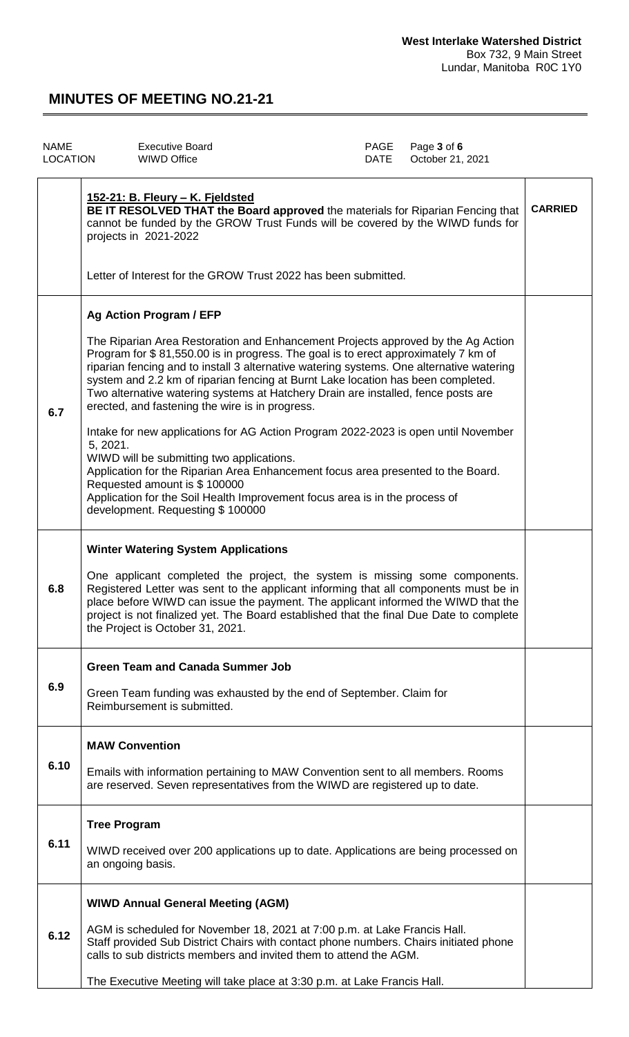**West Interlake Watershed District**
Box 732, 9 Main Street
Lundar, Manitoba R0C 1Y0

# MINUTES OF MEETING NO.21-21

| NAME | Executive Board | PAGE | Page 3 of 6 |
|---|---|---|---|
| LOCATION | WIWD Office | DATE | October 21, 2021 |

| | | |
|---|---|---|
| | **152-21: B. Fleury – K. Fjeldsted**<br>**BE IT RESOLVED THAT the Board approved** the materials for Riparian Fencing that cannot be funded by the GROW Trust Funds will be covered by the WIWD funds for projects in 2021-2022<br><br>Letter of Interest for the GROW Trust 2022 has been submitted. | **CARRIED** |
| **6.7** | **Ag Action Program / EFP**<br><br>The Riparian Area Restoration and Enhancement Projects approved by the Ag Action Program for $ 81,550.00 is in progress. The goal is to erect approximately 7 km of riparian fencing and to install 3 alternative watering systems. One alternative watering system and 2.2 km of riparian fencing at Burnt Lake location has been completed. Two alternative watering systems at Hatchery Drain are installed, fence posts are erected, and fastening the wire is in progress.<br><br>Intake for new applications for AG Action Program 2022-2023 is open until November 5, 2021.<br>WIWD will be submitting two applications.<br>Application for the Riparian Area Enhancement focus area presented to the Board. Requested amount is $ 100000<br>Application for the Soil Health Improvement focus area is in the process of development. Requesting $ 100000 | |
| **6.8** | **Winter Watering System Applications**<br><br>One applicant completed the project, the system is missing some components. Registered Letter was sent to the applicant informing that all components must be in place before WIWD can issue the payment. The applicant informed the WIWD that the project is not finalized yet. The Board established that the final Due Date to complete the Project is October 31, 2021. | |
| **6.9** | **Green Team and Canada Summer Job**<br><br>Green Team funding was exhausted by the end of September. Claim for Reimbursement is submitted. | |
| **6.10** | **MAW Convention**<br><br>Emails with information pertaining to MAW Convention sent to all members. Rooms are reserved. Seven representatives from the WIWD are registered up to date. | |
| **6.11** | **Tree Program**<br><br>WIWD received over 200 applications up to date. Applications are being processed on an ongoing basis. | |
| **6.12** | **WIWD Annual General Meeting (AGM)**<br><br>AGM is scheduled for November 18, 2021 at 7:00 p.m. at Lake Francis Hall.<br>Staff provided Sub District Chairs with contact phone numbers. Chairs initiated phone calls to sub districts members and invited them to attend the AGM.<br><br>The Executive Meeting will take place at 3:30 p.m. at Lake Francis Hall. | |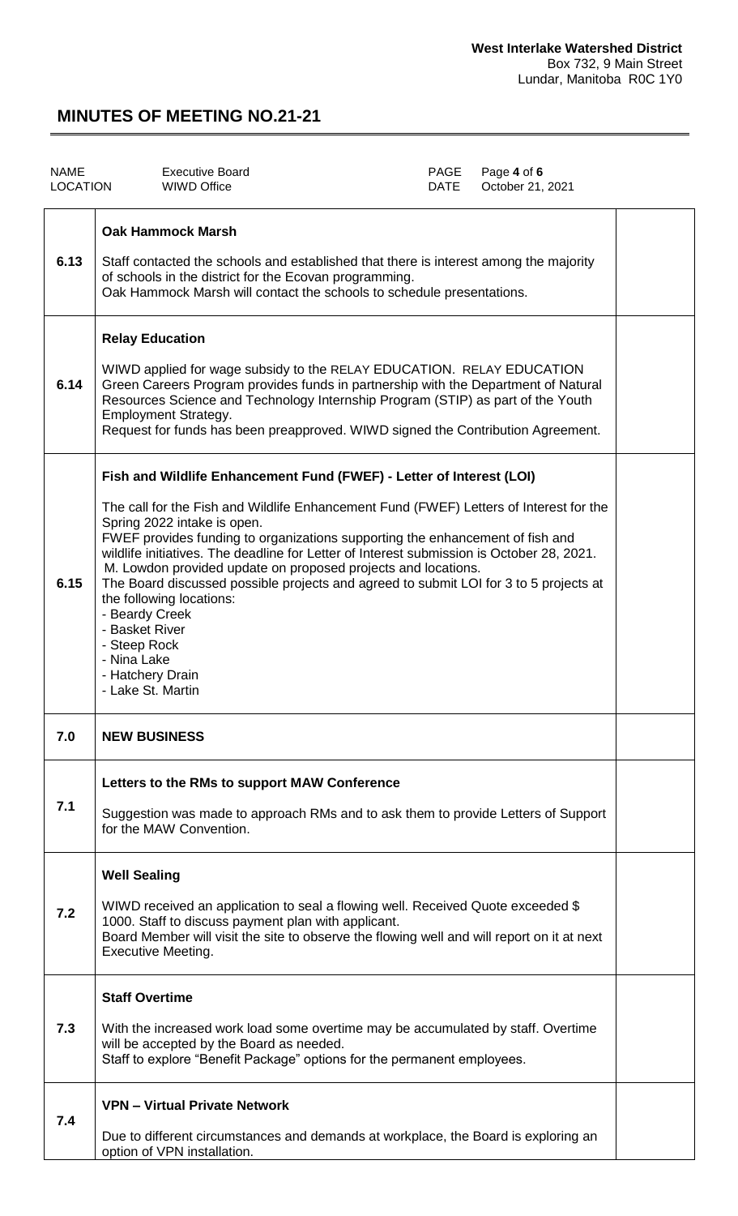| | | |
|---|---|---|
| **6.13** | **Oak Hammock Marsh**<br><br>Staff contacted the schools and established that there is interest among the majority of schools in the district for the Ecovan programming.<br>Oak Hammock Marsh will contact the schools to schedule presentations. | |
| **6.14** | **Relay Education**<br><br>WIWD applied for wage subsidy to the RELAY EDUCATION. RELAY EDUCATION Green Careers Program provides funds in partnership with the Department of Natural Resources Science and Technology Internship Program (STIP) as part of the Youth Employment Strategy.<br>Request for funds has been preapproved. WIWD signed the Contribution Agreement. | |
| **6.15** | **Fish and Wildlife Enhancement Fund (FWEF) - Letter of Interest (LOI)**<br><br>The call for the Fish and Wildlife Enhancement Fund (FWEF) Letters of Interest for the Spring 2022 intake is open.<br>FWEF provides funding to organizations supporting the enhancement of fish and wildlife initiatives. The deadline for Letter of Interest submission is October 28, 2021.<br>M. Lowdon provided update on proposed projects and locations.<br>The Board discussed possible projects and agreed to submit LOI for 3 to 5 projects at the following locations:<br>- Beardy Creek<br>- Basket River<br>- Steep Rock<br>- Nina Lake<br>- Hatchery Drain<br>- Lake St. Martin | |
| **7.0** | **NEW BUSINESS** | |
| **7.1** | **Letters to the RMs to support MAW Conference**<br><br>Suggestion was made to approach RMs and to ask them to provide Letters of Support for the MAW Convention. | |
| **7.2** | **Well Sealing**<br><br>WIWD received an application to seal a flowing well. Received Quote exceeded $ 1000. Staff to discuss payment plan with applicant.<br>Board Member will visit the site to observe the flowing well and will report on it at next Executive Meeting. | |
| **7.3** | **Staff Overtime**<br><br>With the increased work load some overtime may be accumulated by staff. Overtime will be accepted by the Board as needed.<br>Staff to explore "Benefit Package" options for the permanent employees. | |
| **7.4** | **VPN – Virtual Private Network**<br><br>Due to different circumstances and demands at workplace, the Board is exploring an option of VPN installation. | |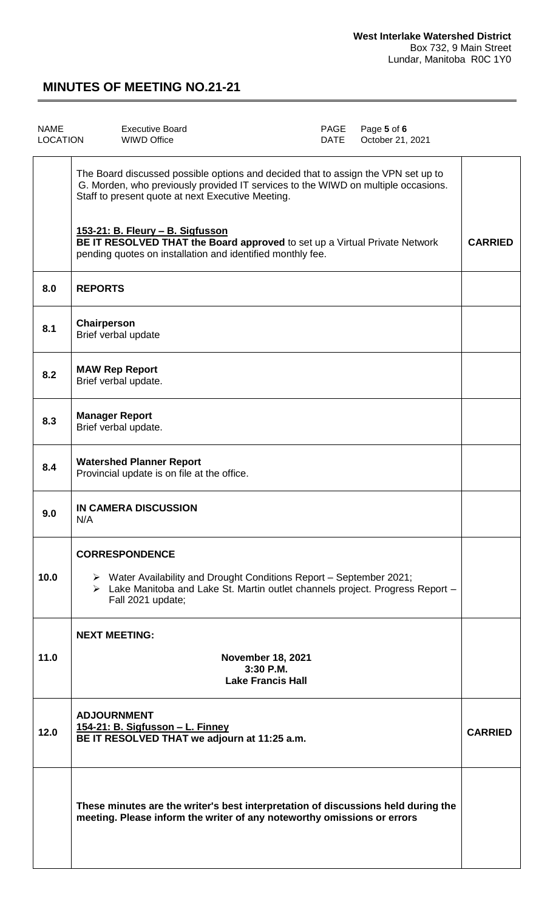West Interlake Watershed District
Box 732, 9 Main Street
Lundar, Manitoba R0C 1Y0

# MINUTES OF MEETING NO.21-21

| NAME | Executive Board | PAGE | Page 5 of 6 |
| --- | --- | --- | --- |
| LOCATION | WIWD Office | DATE | October 21, 2021 |

| | | |
| --- | --- | --- |
| | The Board discussed possible options and decided that to assign the VPN set up to G. Morden, who previously provided IT services to the WIWD on multiple occasions. Staff to present quote at next Executive Meeting.<br><br>**153-21: B. Fleury – B. Sigfusson**<br>**BE IT RESOLVED THAT the Board approved** to set up a Virtual Private Network pending quotes on installation and identified monthly fee. | **CARRIED** |
| **8.0** | **REPORTS** | |
| **8.1** | **Chairperson**<br>Brief verbal update | |
| **8.2** | **MAW Rep Report**<br>Brief verbal update. | |
| **8.3** | **Manager Report**<br>Brief verbal update. | |
| **8.4** | **Watershed Planner Report**<br>Provincial update is on file at the office. | |
| **9.0** | **IN CAMERA DISCUSSION**<br>N/A | |
| **10.0** | **CORRESPONDENCE**<br>➢ Water Availability and Drought Conditions Report – September 2021;<br>➢ Lake Manitoba and Lake St. Martin outlet channels project. Progress Report – Fall 2021 update; | |
| **11.0** | **NEXT MEETING:**<br>**November 18, 2021**<br>**3:30 P.M.**<br>**Lake Francis Hall** | |
| **12.0** | **ADJOURNMENT**<br>**154-21: B. Sigfusson – L. Finney**<br>**BE IT RESOLVED THAT we adjourn at 11:25 a.m.** | **CARRIED** |
| | **These minutes are the writer's best interpretation of discussions held during the meeting. Please inform the writer of any noteworthy omissions or errors** | |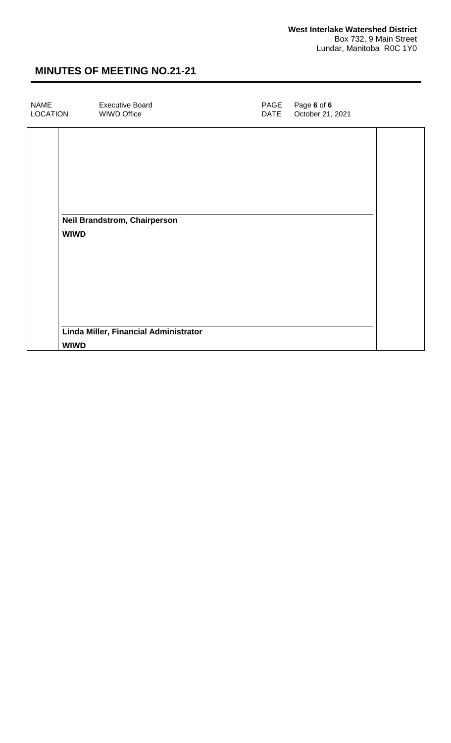**Neil Brandstrom, Chairperson**

**WIWD**

**Linda Miller, Financial Administrator**

**WIWD**